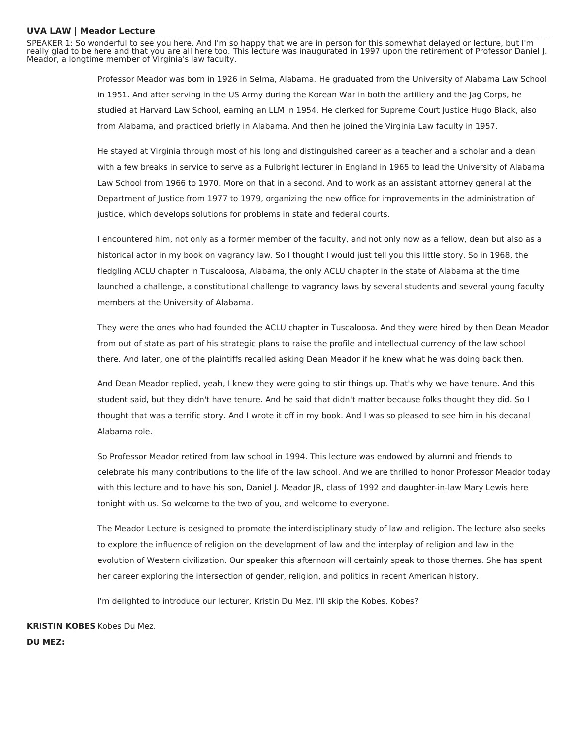**UVA LAW | Meador Lecture**

SPEAKER 1: So wonderful to see you here. And I'm so happy that we are in person for this somewhat delayed or lecture, but I'm really glad to be here and that you are all here too. This lecture was inaugurated in 1997 upon the retirement of Professor Daniel J. Meador, a longtime member of Virginia's law faculty.

Professor Meador was born in 1926 in Selma, Alabama. He graduated from the University of Alabama Law School in 1951. And after serving in the US Army during the Korean War in both the artillery and the Jag Corps, he studied at Harvard Law School, earning an LLM in 1954. He clerked for Supreme Court Justice Hugo Black, also from Alabama, and practiced briefly in Alabama. And then he joined the Virginia Law faculty in 1957.

He stayed at Virginia through most of his long and distinguished career as a teacher and a scholar and a dean with a few breaks in service to serve as a Fulbright lecturer in England in 1965 to lead the University of Alabama Law School from 1966 to 1970. More on that in a second. And to work as an assistant attorney general at the Department of Justice from 1977 to 1979, organizing the new office for improvements in the administration of justice, which develops solutions for problems in state and federal courts.

I encountered him, not only as a former member of the faculty, and not only now as a fellow, dean but also as a historical actor in my book on vagrancy law. So I thought I would just tell you this little story. So in 1968, the fledgling ACLU chapter in Tuscaloosa, Alabama, the only ACLU chapter in the state of Alabama at the time launched a challenge, a constitutional challenge to vagrancy laws by several students and several young faculty members at the University of Alabama.

They were the ones who had founded the ACLU chapter in Tuscaloosa. And they were hired by then Dean Meador from out of state as part of his strategic plans to raise the profile and intellectual currency of the law school there. And later, one of the plaintiffs recalled asking Dean Meador if he knew what he was doing back then.

And Dean Meador replied, yeah, I knew they were going to stir things up. That's why we have tenure. And this student said, but they didn't have tenure. And he said that didn't matter because folks thought they did. So I thought that was a terrific story. And I wrote it off in my book. And I was so pleased to see him in his decanal Alabama role.

So Professor Meador retired from law school in 1994. This lecture was endowed by alumni and friends to celebrate his many contributions to the life of the law school. And we are thrilled to honor Professor Meador today with this lecture and to have his son, Daniel J. Meador JR, class of 1992 and daughter-in-law Mary Lewis here tonight with us. So welcome to the two of you, and welcome to everyone.

The Meador Lecture is designed to promote the interdisciplinary study of law and religion. The lecture also seeks to explore the influence of religion on the development of law and the interplay of religion and law in the evolution of Western civilization. Our speaker this afternoon will certainly speak to those themes. She has spent her career exploring the intersection of gender, religion, and politics in recent American history.

I'm delighted to introduce our lecturer, Kristin Du Mez. I'll skip the Kobes. Kobes?

**KRISTIN KOBES DU MEZ:** Kobes Du Mez.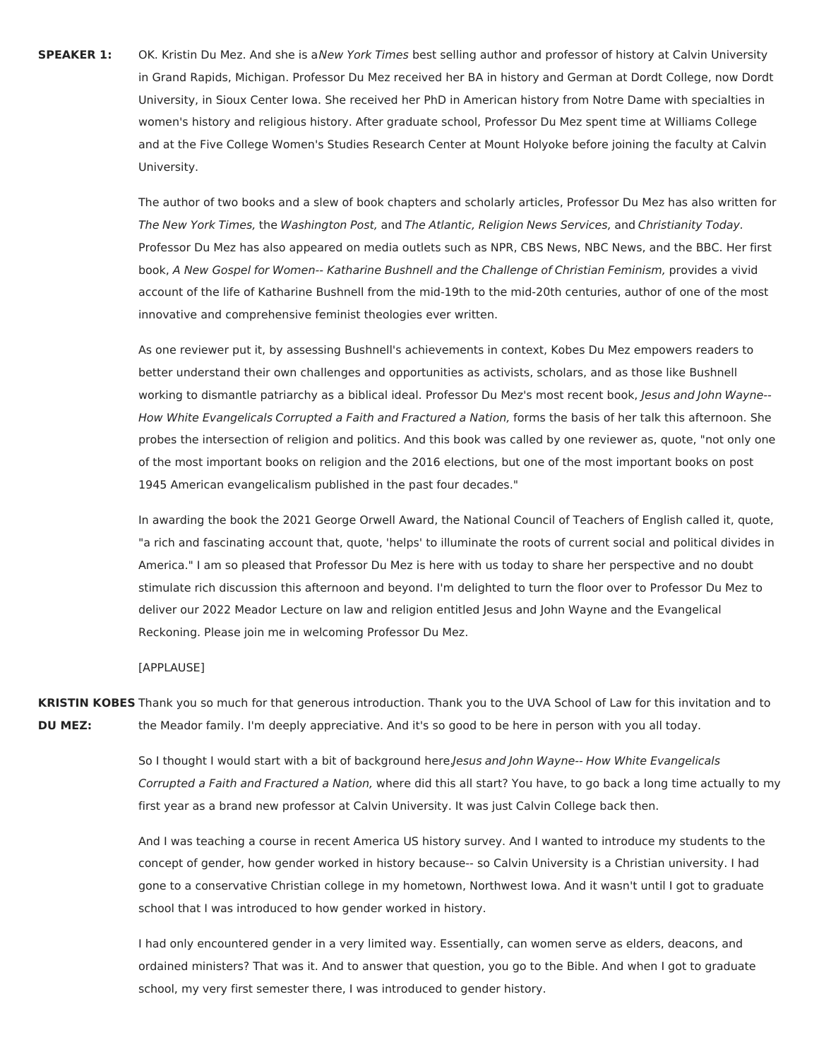**SPEAKER 1:** OK. Kristin Du Mez. And she is a *New York Times* best selling author and professor of history at Calvin University in Grand Rapids, Michigan. Professor Du Mez received her BA in history and German at Dordt College, now Dordt University, in Sioux Center Iowa. She received her PhD in American history from Notre Dame with specialties in women's history and religious history. After graduate school, Professor Du Mez spent time at Williams College and at the Five College Women's Studies Research Center at Mount Holyoke before joining the faculty at Calvin University.

The author of two books and a slew of book chapters and scholarly articles, Professor Du Mez has also written for *The New York Times,* the *Washington Post,* and *The Atlantic, Religion News Services,* and *Christianity Today*. Professor Du Mez has also appeared on media outlets such as NPR, CBS News, NBC News, and the BBC. Her first book, *A New Gospel for Women-- Katharine Bushnell and the Challenge of Christian Feminism,* provides a vivid account of the life of Katharine Bushnell from the mid-19th to the mid-20th centuries, author of one of the most innovative and comprehensive feminist theologies ever written.

As one reviewer put it, by assessing Bushnell's achievements in context, Kobes Du Mez empowers readers to better understand their own challenges and opportunities as activists, scholars, and as those like Bushnell working to dismantle patriarchy as a biblical ideal. Professor Du Mez's most recent book, *Jesus and John Wayne-- How White Evangelicals Corrupted a Faith and Fractured a Nation,* forms the basis of her talk this afternoon. She probes the intersection of religion and politics. And this book was called by one reviewer as, quote, "not only one of the most important books on religion and the 2016 elections, but one of the most important books on post 1945 American evangelicalism published in the past four decades."

In awarding the book the 2021 George Orwell Award, the National Council of Teachers of English called it, quote, "a rich and fascinating account that, quote, 'helps' to illuminate the roots of current social and political divides in America." I am so pleased that Professor Du Mez is here with us today to share her perspective and no doubt stimulate rich discussion this afternoon and beyond. I'm delighted to turn the floor over to Professor Du Mez to deliver our 2022 Meador Lecture on law and religion entitled Jesus and John Wayne and the Evangelical Reckoning. Please join me in welcoming Professor Du Mez.

[APPLAUSE]

**KRISTIN KOBES DU MEZ:** Thank you so much for that generous introduction. Thank you to the UVA School of Law for this invitation and to the Meador family. I'm deeply appreciative. And it's so good to be here in person with you all today.

So I thought I would start with a bit of background here. *Jesus and John Wayne-- How White Evangelicals Corrupted a Faith and Fractured a Nation,* where did this all start? You have, to go back a long time actually to my first year as a brand new professor at Calvin University. It was just Calvin College back then.

And I was teaching a course in recent America US history survey. And I wanted to introduce my students to the concept of gender, how gender worked in history because-- so Calvin University is a Christian university. I had gone to a conservative Christian college in my hometown, Northwest Iowa. And it wasn't until I got to graduate school that I was introduced to how gender worked in history.

I had only encountered gender in a very limited way. Essentially, can women serve as elders, deacons, and ordained ministers? That was it. And to answer that question, you go to the Bible. And when I got to graduate school, my very first semester there, I was introduced to gender history.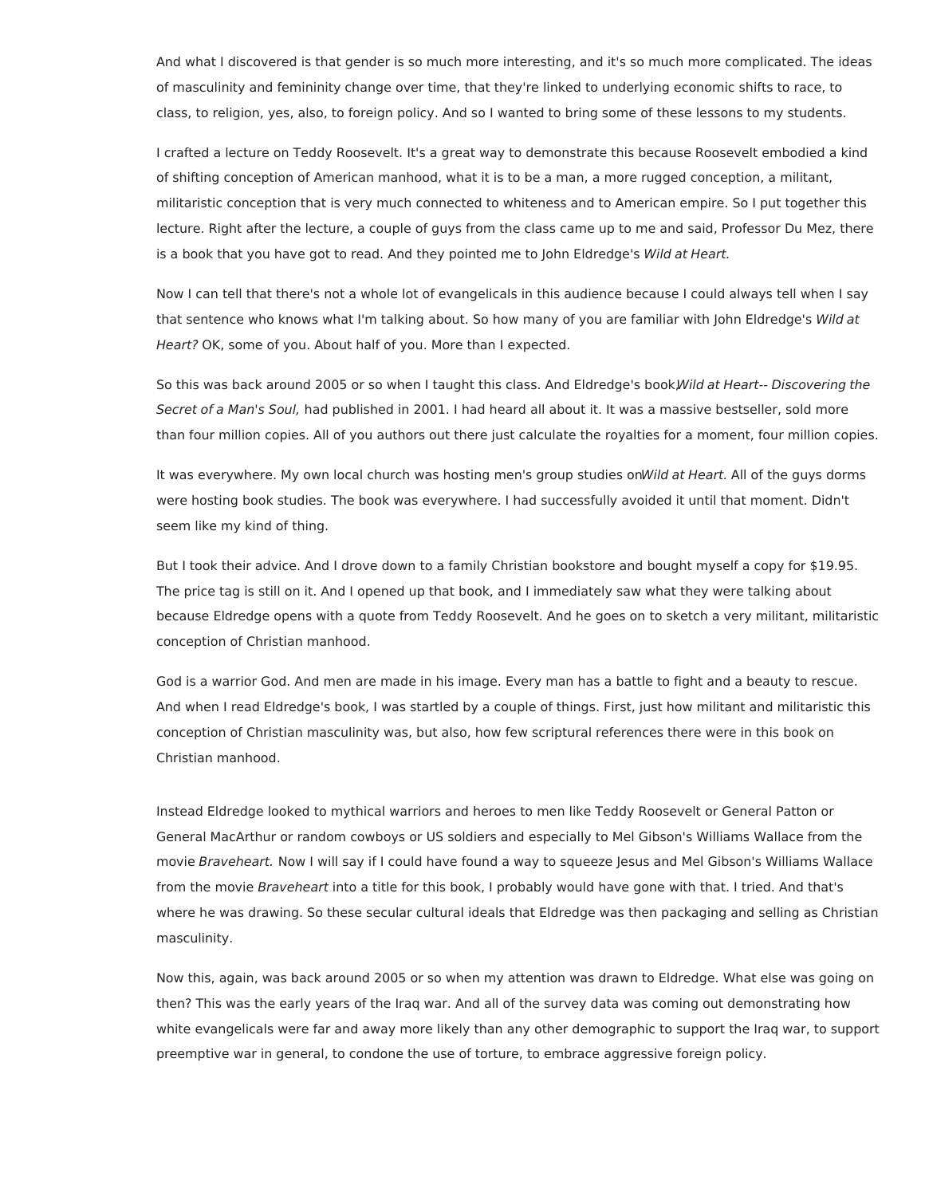And what I discovered is that gender is so much more interesting, and it's so much more complicated. The ideas of masculinity and femininity change over time, that they're linked to underlying economic shifts to race, to class, to religion, yes, also, to foreign policy. And so I wanted to bring some of these lessons to my students.

I crafted a lecture on Teddy Roosevelt. It's a great way to demonstrate this because Roosevelt embodied a kind of shifting conception of American manhood, what it is to be a man, a more rugged conception, a militant, militaristic conception that is very much connected to whiteness and to American empire. So I put together this lecture. Right after the lecture, a couple of guys from the class came up to me and said, Professor Du Mez, there is a book that you have got to read. And they pointed me to John Eldredge's *Wild at Heart.*

Now I can tell that there's not a whole lot of evangelicals in this audience because I could always tell when I say that sentence who knows what I'm talking about. So how many of you are familiar with John Eldredge's *Wild at Heart?* OK, some of you. About half of you. More than I expected.

So this was back around 2005 or so when I taught this class. And Eldredge's book, *Wild at Heart-- Discovering the Secret of a Man's Soul,* had published in 2001. I had heard all about it. It was a massive bestseller, sold more than four million copies. All of you authors out there just calculate the royalties for a moment, four million copies.

It was everywhere. My own local church was hosting men's group studies on *Wild at Heart.* All of the guys dorms were hosting book studies. The book was everywhere. I had successfully avoided it until that moment. Didn't seem like my kind of thing.

But I took their advice. And I drove down to a family Christian bookstore and bought myself a copy for $19.95. The price tag is still on it. And I opened up that book, and I immediately saw what they were talking about because Eldredge opens with a quote from Teddy Roosevelt. And he goes on to sketch a very militant, militaristic conception of Christian manhood.

God is a warrior God. And men are made in his image. Every man has a battle to fight and a beauty to rescue. And when I read Eldredge's book, I was startled by a couple of things. First, just how militant and militaristic this conception of Christian masculinity was, but also, how few scriptural references there were in this book on Christian manhood.

Instead Eldredge looked to mythical warriors and heroes to men like Teddy Roosevelt or General Patton or General MacArthur or random cowboys or US soldiers and especially to Mel Gibson's Williams Wallace from the movie *Braveheart.* Now I will say if I could have found a way to squeeze Jesus and Mel Gibson's Williams Wallace from the movie *Braveheart* into a title for this book, I probably would have gone with that. I tried. And that's where he was drawing. So these secular cultural ideals that Eldredge was then packaging and selling as Christian masculinity.

Now this, again, was back around 2005 or so when my attention was drawn to Eldredge. What else was going on then? This was the early years of the Iraq war. And all of the survey data was coming out demonstrating how white evangelicals were far and away more likely than any other demographic to support the Iraq war, to support preemptive war in general, to condone the use of torture, to embrace aggressive foreign policy.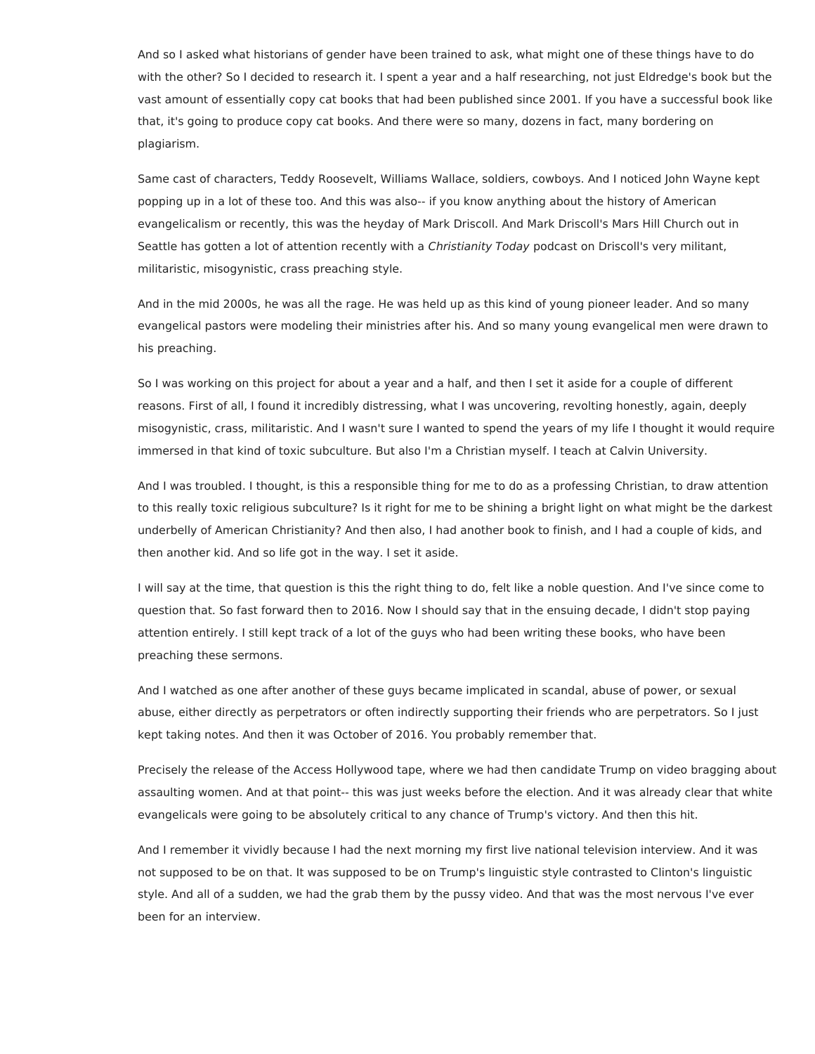And so I asked what historians of gender have been trained to ask, what might one of these things have to do with the other? So I decided to research it. I spent a year and a half researching, not just Eldredge's book but the vast amount of essentially copy cat books that had been published since 2001. If you have a successful book like that, it's going to produce copy cat books. And there were so many, dozens in fact, many bordering on plagiarism.

Same cast of characters, Teddy Roosevelt, Williams Wallace, soldiers, cowboys. And I noticed John Wayne kept popping up in a lot of these too. And this was also-- if you know anything about the history of American evangelicalism or recently, this was the heyday of Mark Driscoll. And Mark Driscoll's Mars Hill Church out in Seattle has gotten a lot of attention recently with a *Christianity Today* podcast on Driscoll's very militant, militaristic, misogynistic, crass preaching style.

And in the mid 2000s, he was all the rage. He was held up as this kind of young pioneer leader. And so many evangelical pastors were modeling their ministries after his. And so many young evangelical men were drawn to his preaching.

So I was working on this project for about a year and a half, and then I set it aside for a couple of different reasons. First of all, I found it incredibly distressing, what I was uncovering, revolting honestly, again, deeply misogynistic, crass, militaristic. And I wasn't sure I wanted to spend the years of my life I thought it would require immersed in that kind of toxic subculture. But also I'm a Christian myself. I teach at Calvin University.

And I was troubled. I thought, is this a responsible thing for me to do as a professing Christian, to draw attention to this really toxic religious subculture? Is it right for me to be shining a bright light on what might be the darkest underbelly of American Christianity? And then also, I had another book to finish, and I had a couple of kids, and then another kid. And so life got in the way. I set it aside.

I will say at the time, that question is this the right thing to do, felt like a noble question. And I've since come to question that. So fast forward then to 2016. Now I should say that in the ensuing decade, I didn't stop paying attention entirely. I still kept track of a lot of the guys who had been writing these books, who have been preaching these sermons.

And I watched as one after another of these guys became implicated in scandal, abuse of power, or sexual abuse, either directly as perpetrators or often indirectly supporting their friends who are perpetrators. So I just kept taking notes. And then it was October of 2016. You probably remember that.

Precisely the release of the Access Hollywood tape, where we had then candidate Trump on video bragging about assaulting women. And at that point-- this was just weeks before the election. And it was already clear that white evangelicals were going to be absolutely critical to any chance of Trump's victory. And then this hit.

And I remember it vividly because I had the next morning my first live national television interview. And it was not supposed to be on that. It was supposed to be on Trump's linguistic style contrasted to Clinton's linguistic style. And all of a sudden, we had the grab them by the pussy video. And that was the most nervous I've ever been for an interview.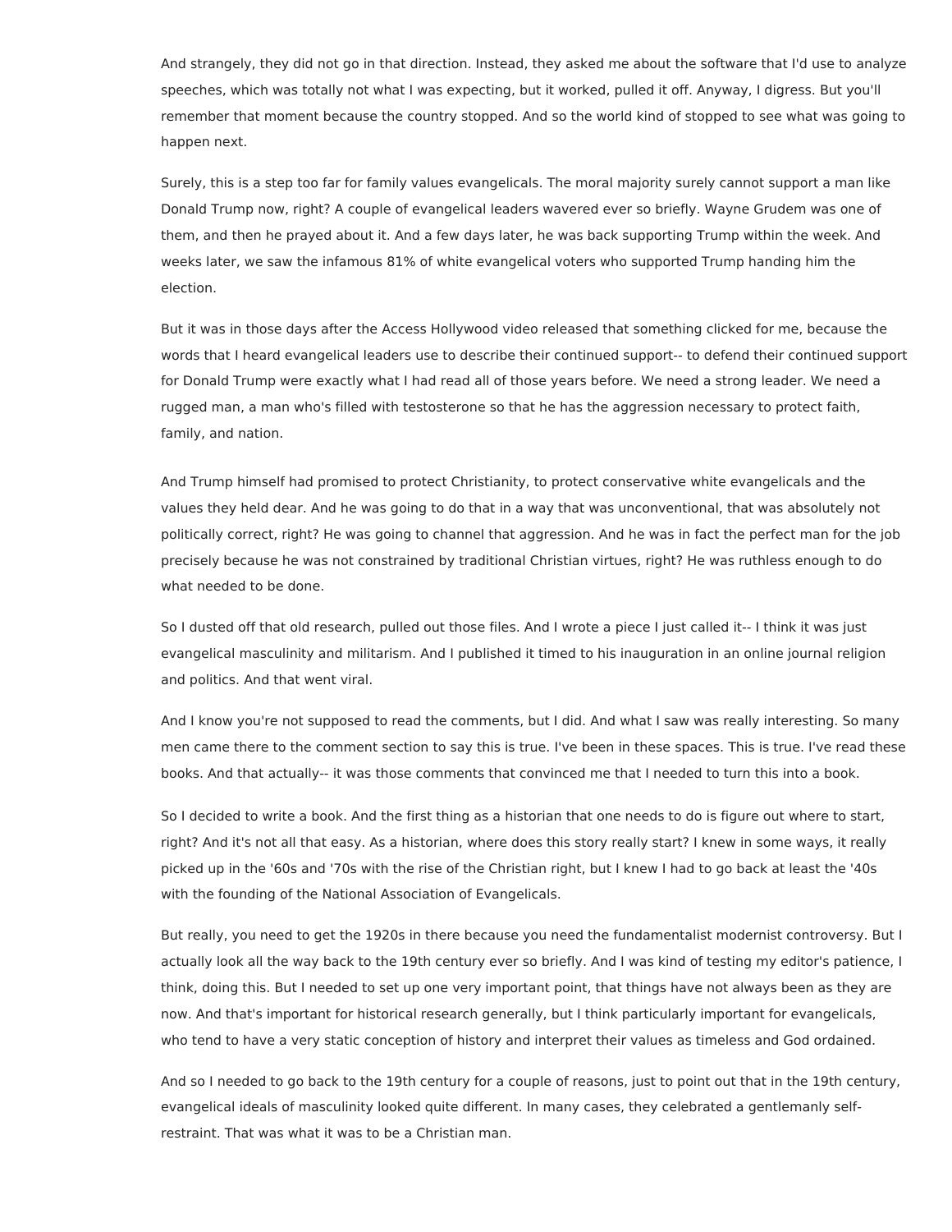And strangely, they did not go in that direction. Instead, they asked me about the software that I'd use to analyze speeches, which was totally not what I was expecting, but it worked, pulled it off. Anyway, I digress. But you'll remember that moment because the country stopped. And so the world kind of stopped to see what was going to happen next.

Surely, this is a step too far for family values evangelicals. The moral majority surely cannot support a man like Donald Trump now, right? A couple of evangelical leaders wavered ever so briefly. Wayne Grudem was one of them, and then he prayed about it. And a few days later, he was back supporting Trump within the week. And weeks later, we saw the infamous 81% of white evangelical voters who supported Trump handing him the election.

But it was in those days after the Access Hollywood video released that something clicked for me, because the words that I heard evangelical leaders use to describe their continued support-- to defend their continued support for Donald Trump were exactly what I had read all of those years before. We need a strong leader. We need a rugged man, a man who's filled with testosterone so that he has the aggression necessary to protect faith, family, and nation.

And Trump himself had promised to protect Christianity, to protect conservative white evangelicals and the values they held dear. And he was going to do that in a way that was unconventional, that was absolutely not politically correct, right? He was going to channel that aggression. And he was in fact the perfect man for the job precisely because he was not constrained by traditional Christian virtues, right? He was ruthless enough to do what needed to be done.

So I dusted off that old research, pulled out those files. And I wrote a piece I just called it-- I think it was just evangelical masculinity and militarism. And I published it timed to his inauguration in an online journal religion and politics. And that went viral.

And I know you're not supposed to read the comments, but I did. And what I saw was really interesting. So many men came there to the comment section to say this is true. I've been in these spaces. This is true. I've read these books. And that actually-- it was those comments that convinced me that I needed to turn this into a book.

So I decided to write a book. And the first thing as a historian that one needs to do is figure out where to start, right? And it's not all that easy. As a historian, where does this story really start? I knew in some ways, it really picked up in the '60s and '70s with the rise of the Christian right, but I knew I had to go back at least the '40s with the founding of the National Association of Evangelicals.

But really, you need to get the 1920s in there because you need the fundamentalist modernist controversy. But I actually look all the way back to the 19th century ever so briefly. And I was kind of testing my editor's patience, I think, doing this. But I needed to set up one very important point, that things have not always been as they are now. And that's important for historical research generally, but I think particularly important for evangelicals, who tend to have a very static conception of history and interpret their values as timeless and God ordained.

And so I needed to go back to the 19th century for a couple of reasons, just to point out that in the 19th century, evangelical ideals of masculinity looked quite different. In many cases, they celebrated a gentlemanly self-restraint. That was what it was to be a Christian man.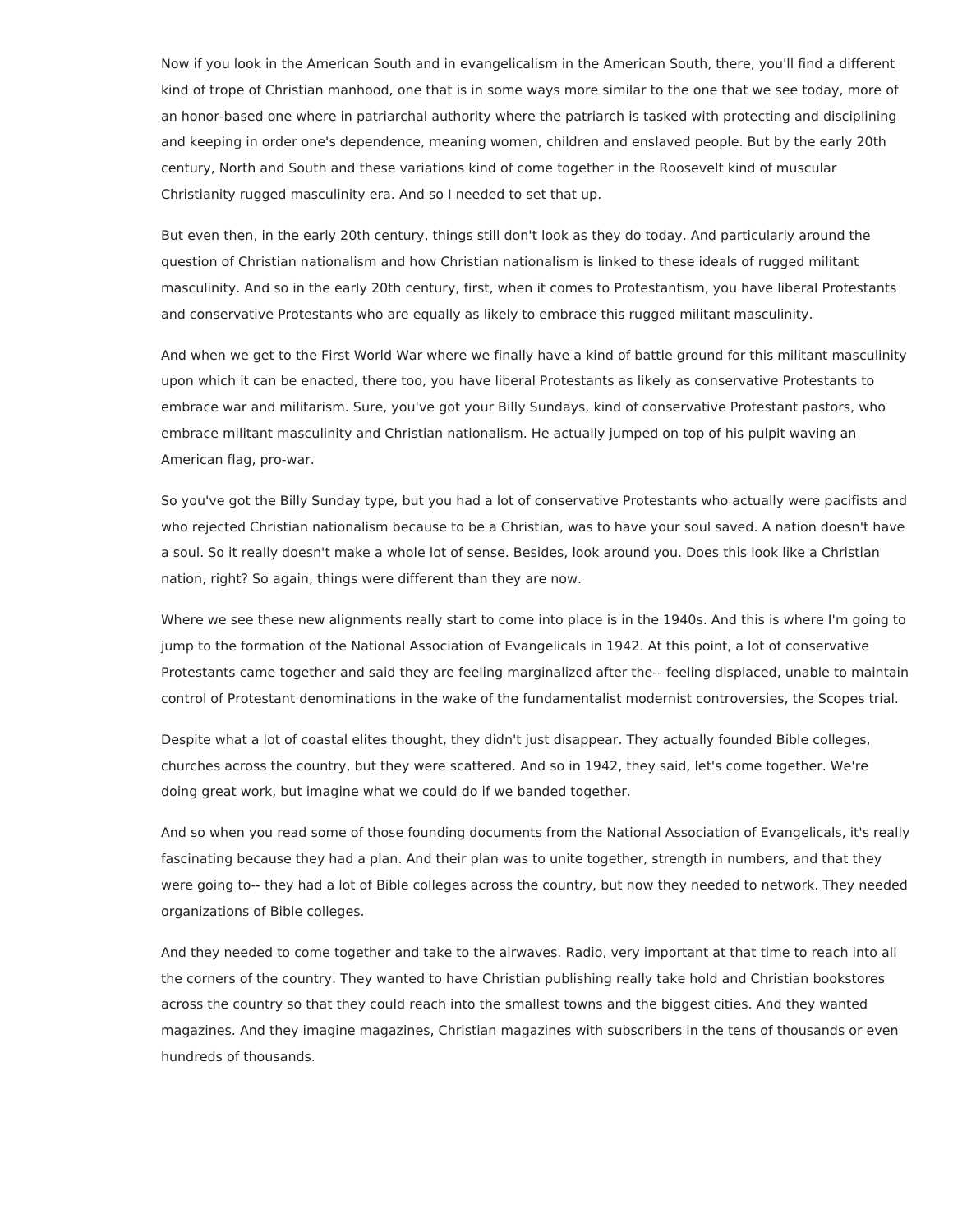Now if you look in the American South and in evangelicalism in the American South, there, you'll find a different kind of trope of Christian manhood, one that is in some ways more similar to the one that we see today, more of an honor-based one where in patriarchal authority where the patriarch is tasked with protecting and disciplining and keeping in order one's dependence, meaning women, children and enslaved people. But by the early 20th century, North and South and these variations kind of come together in the Roosevelt kind of muscular Christianity rugged masculinity era. And so I needed to set that up.

But even then, in the early 20th century, things still don't look as they do today. And particularly around the question of Christian nationalism and how Christian nationalism is linked to these ideals of rugged militant masculinity. And so in the early 20th century, first, when it comes to Protestantism, you have liberal Protestants and conservative Protestants who are equally as likely to embrace this rugged militant masculinity.

And when we get to the First World War where we finally have a kind of battle ground for this militant masculinity upon which it can be enacted, there too, you have liberal Protestants as likely as conservative Protestants to embrace war and militarism. Sure, you've got your Billy Sundays, kind of conservative Protestant pastors, who embrace militant masculinity and Christian nationalism. He actually jumped on top of his pulpit waving an American flag, pro-war.

So you've got the Billy Sunday type, but you had a lot of conservative Protestants who actually were pacifists and who rejected Christian nationalism because to be a Christian, was to have your soul saved. A nation doesn't have a soul. So it really doesn't make a whole lot of sense. Besides, look around you. Does this look like a Christian nation, right? So again, things were different than they are now.

Where we see these new alignments really start to come into place is in the 1940s. And this is where I'm going to jump to the formation of the National Association of Evangelicals in 1942. At this point, a lot of conservative Protestants came together and said they are feeling marginalized after the-- feeling displaced, unable to maintain control of Protestant denominations in the wake of the fundamentalist modernist controversies, the Scopes trial.

Despite what a lot of coastal elites thought, they didn't just disappear. They actually founded Bible colleges, churches across the country, but they were scattered. And so in 1942, they said, let's come together. We're doing great work, but imagine what we could do if we banded together.

And so when you read some of those founding documents from the National Association of Evangelicals, it's really fascinating because they had a plan. And their plan was to unite together, strength in numbers, and that they were going to-- they had a lot of Bible colleges across the country, but now they needed to network. They needed organizations of Bible colleges.

And they needed to come together and take to the airwaves. Radio, very important at that time to reach into all the corners of the country. They wanted to have Christian publishing really take hold and Christian bookstores across the country so that they could reach into the smallest towns and the biggest cities. And they wanted magazines. And they imagine magazines, Christian magazines with subscribers in the tens of thousands or even hundreds of thousands.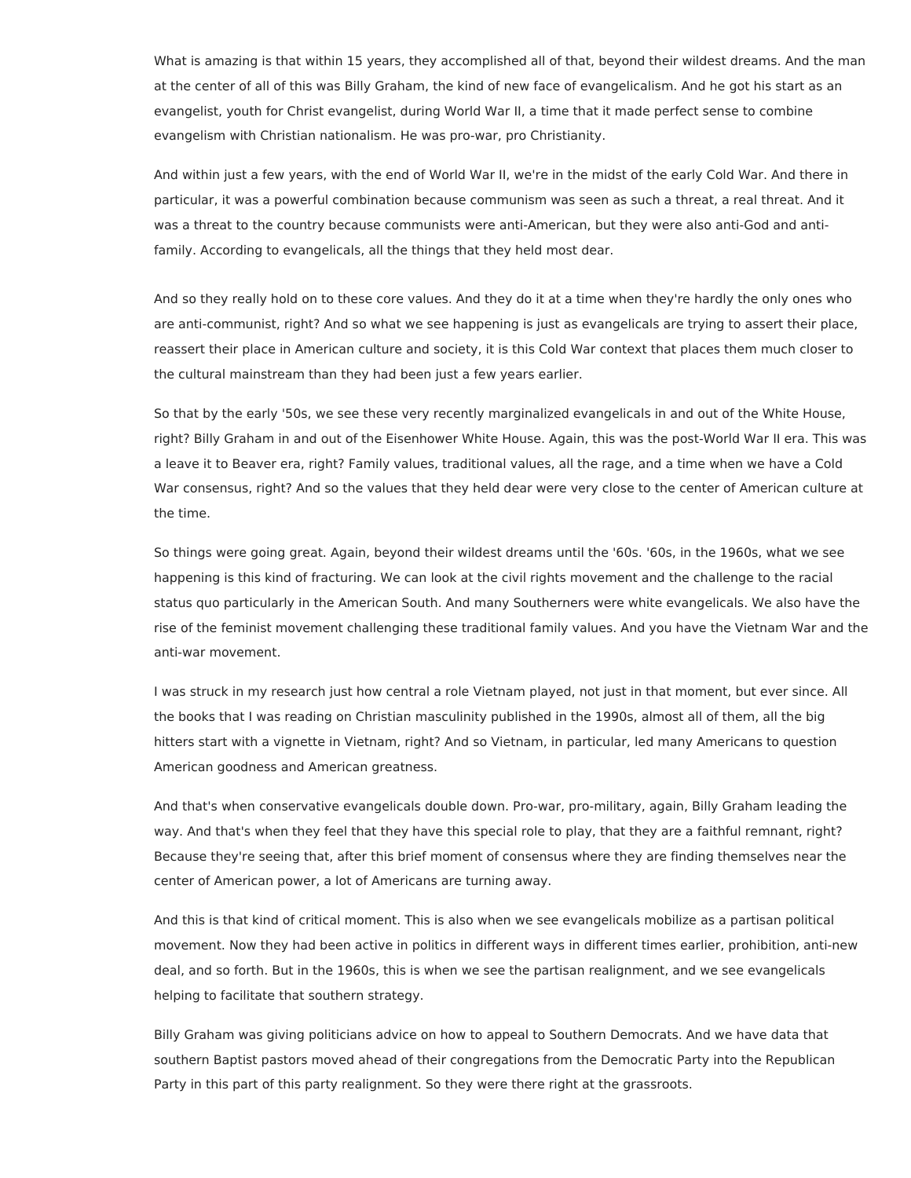What is amazing is that within 15 years, they accomplished all of that, beyond their wildest dreams. And the man at the center of all of this was Billy Graham, the kind of new face of evangelicalism. And he got his start as an evangelist, youth for Christ evangelist, during World War II, a time that it made perfect sense to combine evangelism with Christian nationalism. He was pro-war, pro Christianity.

And within just a few years, with the end of World War II, we're in the midst of the early Cold War. And there in particular, it was a powerful combination because communism was seen as such a threat, a real threat. And it was a threat to the country because communists were anti-American, but they were also anti-God and anti-family. According to evangelicals, all the things that they held most dear.

And so they really hold on to these core values. And they do it at a time when they're hardly the only ones who are anti-communist, right? And so what we see happening is just as evangelicals are trying to assert their place, reassert their place in American culture and society, it is this Cold War context that places them much closer to the cultural mainstream than they had been just a few years earlier.

So that by the early '50s, we see these very recently marginalized evangelicals in and out of the White House, right? Billy Graham in and out of the Eisenhower White House. Again, this was the post-World War II era. This was a leave it to Beaver era, right? Family values, traditional values, all the rage, and a time when we have a Cold War consensus, right? And so the values that they held dear were very close to the center of American culture at the time.

So things were going great. Again, beyond their wildest dreams until the '60s. '60s, in the 1960s, what we see happening is this kind of fracturing. We can look at the civil rights movement and the challenge to the racial status quo particularly in the American South. And many Southerners were white evangelicals. We also have the rise of the feminist movement challenging these traditional family values. And you have the Vietnam War and the anti-war movement.

I was struck in my research just how central a role Vietnam played, not just in that moment, but ever since. All the books that I was reading on Christian masculinity published in the 1990s, almost all of them, all the big hitters start with a vignette in Vietnam, right? And so Vietnam, in particular, led many Americans to question American goodness and American greatness.

And that's when conservative evangelicals double down. Pro-war, pro-military, again, Billy Graham leading the way. And that's when they feel that they have this special role to play, that they are a faithful remnant, right? Because they're seeing that, after this brief moment of consensus where they are finding themselves near the center of American power, a lot of Americans are turning away.

And this is that kind of critical moment. This is also when we see evangelicals mobilize as a partisan political movement. Now they had been active in politics in different ways in different times earlier, prohibition, anti-new deal, and so forth. But in the 1960s, this is when we see the partisan realignment, and we see evangelicals helping to facilitate that southern strategy.

Billy Graham was giving politicians advice on how to appeal to Southern Democrats. And we have data that southern Baptist pastors moved ahead of their congregations from the Democratic Party into the Republican Party in this part of this party realignment. So they were there right at the grassroots.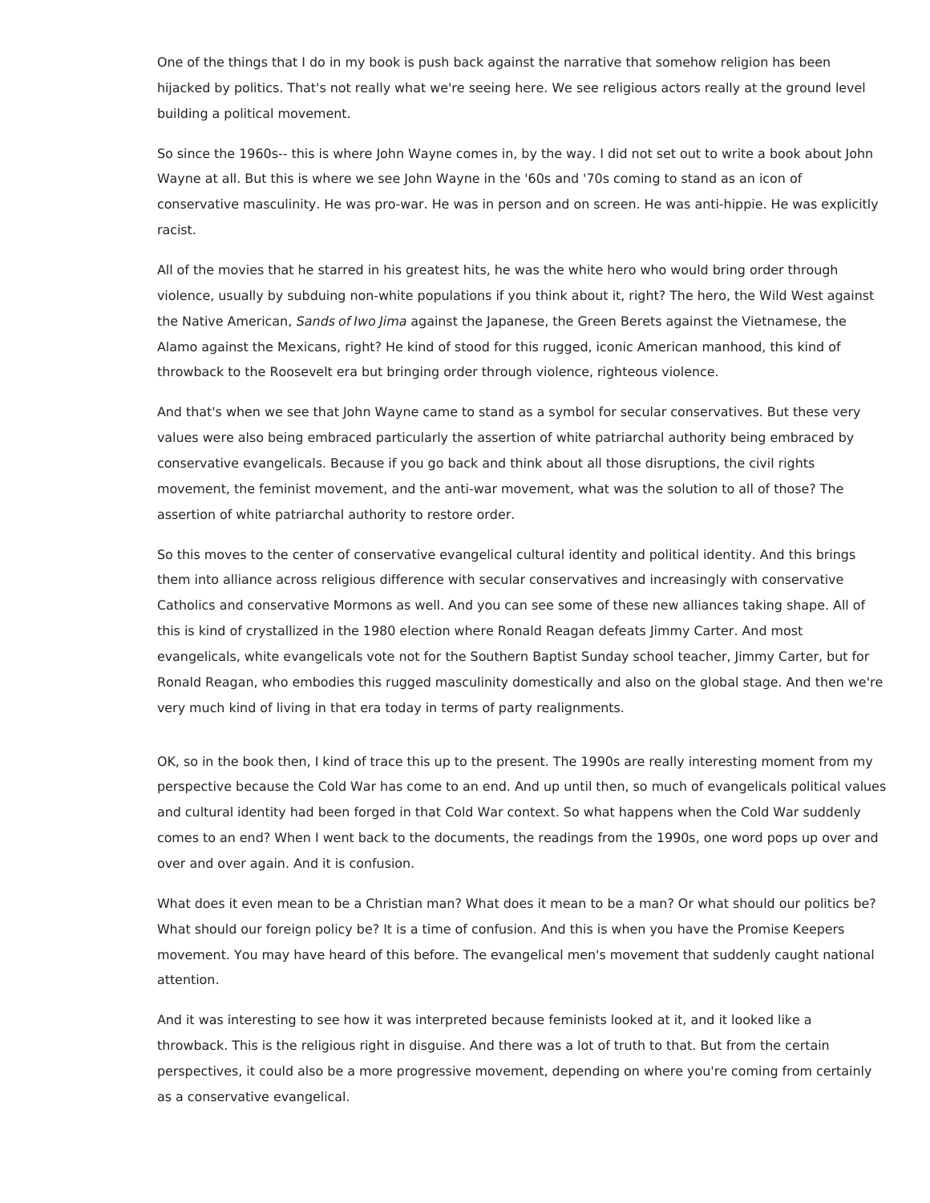One of the things that I do in my book is push back against the narrative that somehow religion has been hijacked by politics. That's not really what we're seeing here. We see religious actors really at the ground level building a political movement.

So since the 1960s-- this is where John Wayne comes in, by the way. I did not set out to write a book about John Wayne at all. But this is where we see John Wayne in the '60s and '70s coming to stand as an icon of conservative masculinity. He was pro-war. He was in person and on screen. He was anti-hippie. He was explicitly racist.

All of the movies that he starred in his greatest hits, he was the white hero who would bring order through violence, usually by subduing non-white populations if you think about it, right? The hero, the Wild West against the Native American, *Sands of Iwo Jima* against the Japanese, the Green Berets against the Vietnamese, the Alamo against the Mexicans, right? He kind of stood for this rugged, iconic American manhood, this kind of throwback to the Roosevelt era but bringing order through violence, righteous violence.

And that's when we see that John Wayne came to stand as a symbol for secular conservatives. But these very values were also being embraced particularly the assertion of white patriarchal authority being embraced by conservative evangelicals. Because if you go back and think about all those disruptions, the civil rights movement, the feminist movement, and the anti-war movement, what was the solution to all of those? The assertion of white patriarchal authority to restore order.

So this moves to the center of conservative evangelical cultural identity and political identity. And this brings them into alliance across religious difference with secular conservatives and increasingly with conservative Catholics and conservative Mormons as well. And you can see some of these new alliances taking shape. All of this is kind of crystallized in the 1980 election where Ronald Reagan defeats Jimmy Carter. And most evangelicals, white evangelicals vote not for the Southern Baptist Sunday school teacher, Jimmy Carter, but for Ronald Reagan, who embodies this rugged masculinity domestically and also on the global stage. And then we're very much kind of living in that era today in terms of party realignments.

OK, so in the book then, I kind of trace this up to the present. The 1990s are really interesting moment from my perspective because the Cold War has come to an end. And up until then, so much of evangelicals political values and cultural identity had been forged in that Cold War context. So what happens when the Cold War suddenly comes to an end? When I went back to the documents, the readings from the 1990s, one word pops up over and over and over again. And it is confusion.

What does it even mean to be a Christian man? What does it mean to be a man? Or what should our politics be? What should our foreign policy be? It is a time of confusion. And this is when you have the Promise Keepers movement. You may have heard of this before. The evangelical men's movement that suddenly caught national attention.

And it was interesting to see how it was interpreted because feminists looked at it, and it looked like a throwback. This is the religious right in disguise. And there was a lot of truth to that. But from the certain perspectives, it could also be a more progressive movement, depending on where you're coming from certainly as a conservative evangelical.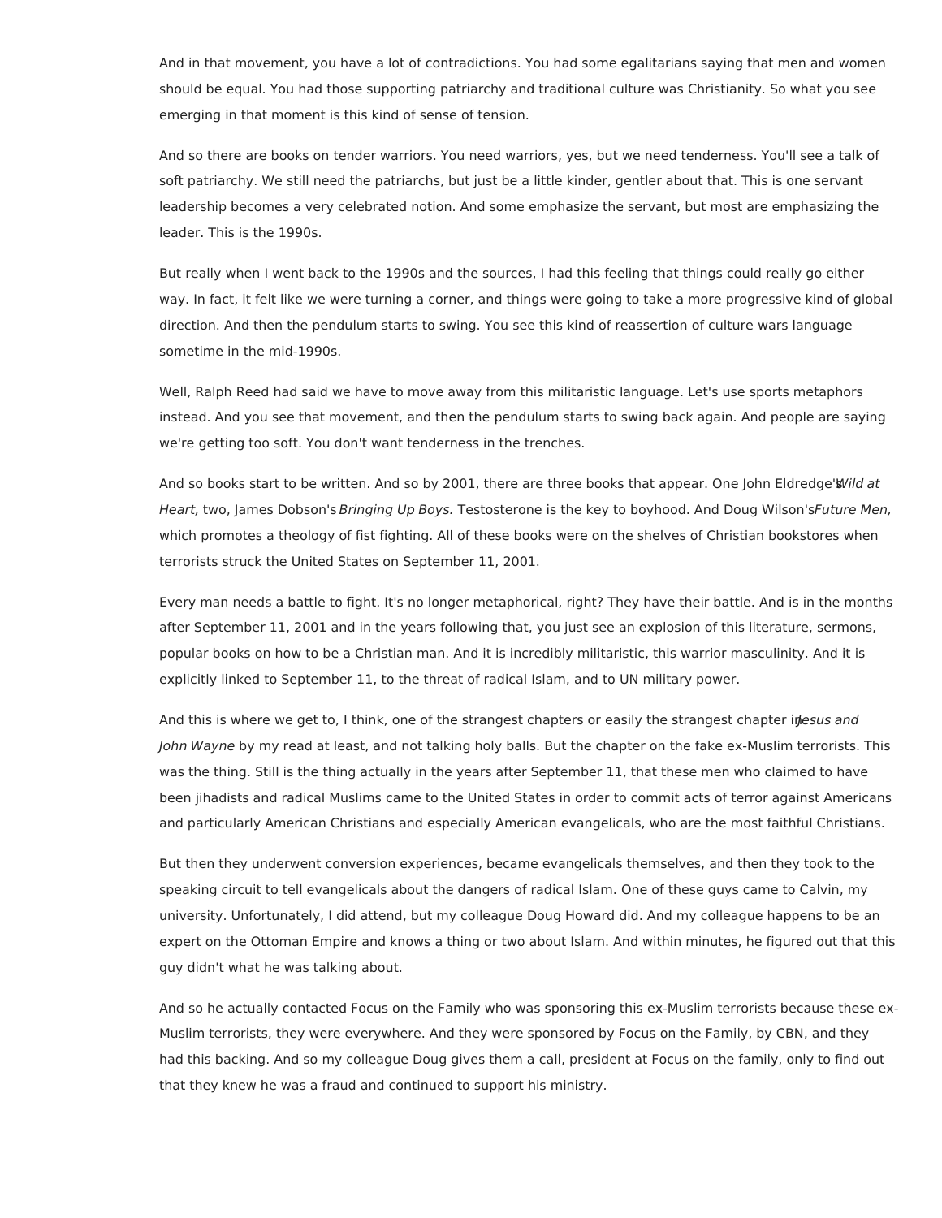And in that movement, you have a lot of contradictions. You had some egalitarians saying that men and women should be equal. You had those supporting patriarchy and traditional culture was Christianity. So what you see emerging in that moment is this kind of sense of tension.

And so there are books on tender warriors. You need warriors, yes, but we need tenderness. You'll see a talk of soft patriarchy. We still need the patriarchs, but just be a little kinder, gentler about that. This is one servant leadership becomes a very celebrated notion. And some emphasize the servant, but most are emphasizing the leader. This is the 1990s.

But really when I went back to the 1990s and the sources, I had this feeling that things could really go either way. In fact, it felt like we were turning a corner, and things were going to take a more progressive kind of global direction. And then the pendulum starts to swing. You see this kind of reassertion of culture wars language sometime in the mid-1990s.

Well, Ralph Reed had said we have to move away from this militaristic language. Let's use sports metaphors instead. And you see that movement, and then the pendulum starts to swing back again. And people are saying we're getting too soft. You don't want tenderness in the trenches.

And so books start to be written. And so by 2001, there are three books that appear. One John Eldredge's *Wild at Heart,* two, James Dobson's *Bringing Up Boys.* Testosterone is the key to boyhood. And Doug Wilson's *Future Men,* which promotes a theology of fist fighting. All of these books were on the shelves of Christian bookstores when terrorists struck the United States on September 11, 2001.

Every man needs a battle to fight. It's no longer metaphorical, right? They have their battle. And is in the months after September 11, 2001 and in the years following that, you just see an explosion of this literature, sermons, popular books on how to be a Christian man. And it is incredibly militaristic, this warrior masculinity. And it is explicitly linked to September 11, to the threat of radical Islam, and to UN military power.

And this is where we get to, I think, one of the strangest chapters or easily the strangest chapter in *Jesus and John Wayne* by my read at least, and not talking holy balls. But the chapter on the fake ex-Muslim terrorists. This was the thing. Still is the thing actually in the years after September 11, that these men who claimed to have been jihadists and radical Muslims came to the United States in order to commit acts of terror against Americans and particularly American Christians and especially American evangelicals, who are the most faithful Christians.

But then they underwent conversion experiences, became evangelicals themselves, and then they took to the speaking circuit to tell evangelicals about the dangers of radical Islam. One of these guys came to Calvin, my university. Unfortunately, I did attend, but my colleague Doug Howard did. And my colleague happens to be an expert on the Ottoman Empire and knows a thing or two about Islam. And within minutes, he figured out that this guy didn't what he was talking about.

And so he actually contacted Focus on the Family who was sponsoring this ex-Muslim terrorists because these ex-Muslim terrorists, they were everywhere. And they were sponsored by Focus on the Family, by CBN, and they had this backing. And so my colleague Doug gives them a call, president at Focus on the family, only to find out that they knew he was a fraud and continued to support his ministry.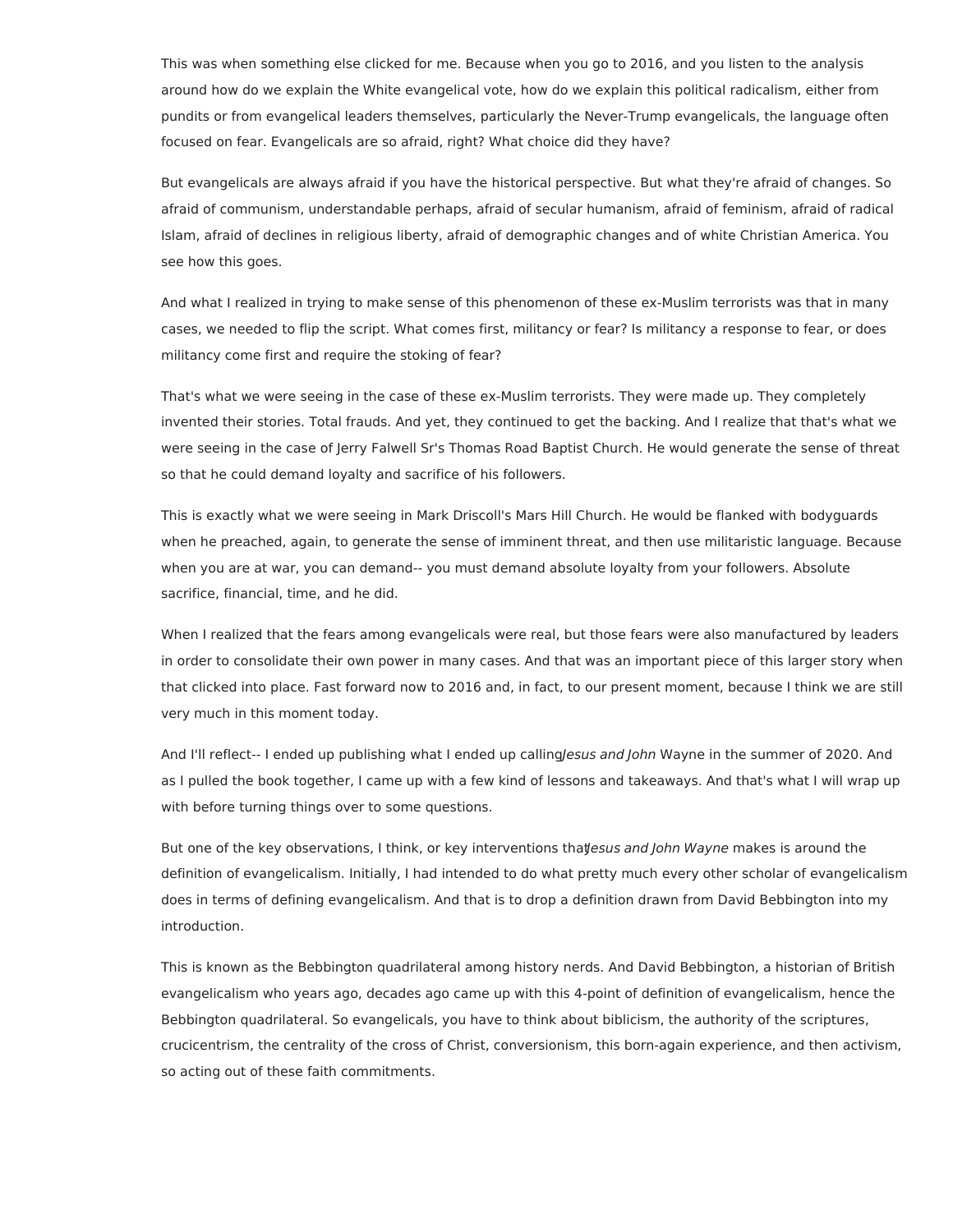This was when something else clicked for me. Because when you go to 2016, and you listen to the analysis around how do we explain the White evangelical vote, how do we explain this political radicalism, either from pundits or from evangelical leaders themselves, particularly the Never-Trump evangelicals, the language often focused on fear. Evangelicals are so afraid, right? What choice did they have?

But evangelicals are always afraid if you have the historical perspective. But what they're afraid of changes. So afraid of communism, understandable perhaps, afraid of secular humanism, afraid of feminism, afraid of radical Islam, afraid of declines in religious liberty, afraid of demographic changes and of white Christian America. You see how this goes.

And what I realized in trying to make sense of this phenomenon of these ex-Muslim terrorists was that in many cases, we needed to flip the script. What comes first, militancy or fear? Is militancy a response to fear, or does militancy come first and require the stoking of fear?

That's what we were seeing in the case of these ex-Muslim terrorists. They were made up. They completely invented their stories. Total frauds. And yet, they continued to get the backing. And I realize that that's what we were seeing in the case of Jerry Falwell Sr's Thomas Road Baptist Church. He would generate the sense of threat so that he could demand loyalty and sacrifice of his followers.

This is exactly what we were seeing in Mark Driscoll's Mars Hill Church. He would be flanked with bodyguards when he preached, again, to generate the sense of imminent threat, and then use militaristic language. Because when you are at war, you can demand-- you must demand absolute loyalty from your followers. Absolute sacrifice, financial, time, and he did.

When I realized that the fears among evangelicals were real, but those fears were also manufactured by leaders in order to consolidate their own power in many cases. And that was an important piece of this larger story when that clicked into place. Fast forward now to 2016 and, in fact, to our present moment, because I think we are still very much in this moment today.

And I'll reflect-- I ended up publishing what I ended up calling *Jesus and John* Wayne in the summer of 2020. And as I pulled the book together, I came up with a few kind of lessons and takeaways. And that's what I will wrap up with before turning things over to some questions.

But one of the key observations, I think, or key interventions that *Jesus and John Wayne* makes is around the definition of evangelicalism. Initially, I had intended to do what pretty much every other scholar of evangelicalism does in terms of defining evangelicalism. And that is to drop a definition drawn from David Bebbington into my introduction.

This is known as the Bebbington quadrilateral among history nerds. And David Bebbington, a historian of British evangelicalism who years ago, decades ago came up with this 4-point of definition of evangelicalism, hence the Bebbington quadrilateral. So evangelicals, you have to think about biblicism, the authority of the scriptures, crucicentrism, the centrality of the cross of Christ, conversionism, this born-again experience, and then activism, so acting out of these faith commitments.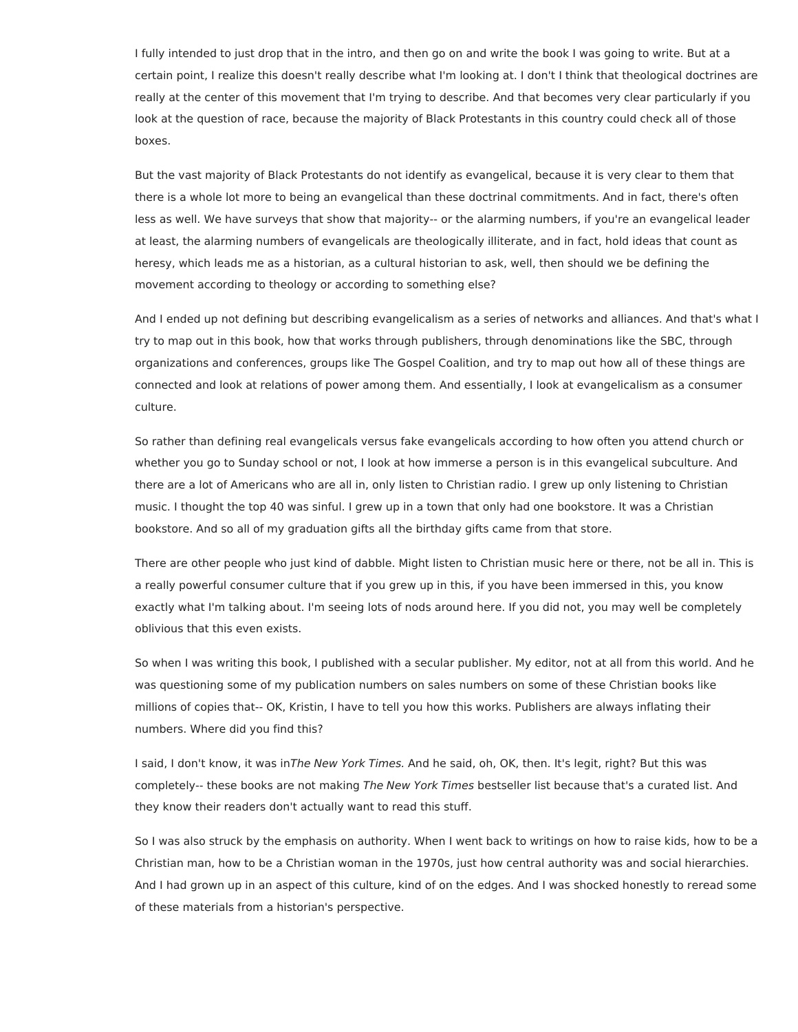I fully intended to just drop that in the intro, and then go on and write the book I was going to write. But at a certain point, I realize this doesn't really describe what I'm looking at. I don't I think that theological doctrines are really at the center of this movement that I'm trying to describe. And that becomes very clear particularly if you look at the question of race, because the majority of Black Protestants in this country could check all of those boxes.

But the vast majority of Black Protestants do not identify as evangelical, because it is very clear to them that there is a whole lot more to being an evangelical than these doctrinal commitments. And in fact, there's often less as well. We have surveys that show that majority-- or the alarming numbers, if you're an evangelical leader at least, the alarming numbers of evangelicals are theologically illiterate, and in fact, hold ideas that count as heresy, which leads me as a historian, as a cultural historian to ask, well, then should we be defining the movement according to theology or according to something else?

And I ended up not defining but describing evangelicalism as a series of networks and alliances. And that's what I try to map out in this book, how that works through publishers, through denominations like the SBC, through organizations and conferences, groups like The Gospel Coalition, and try to map out how all of these things are connected and look at relations of power among them. And essentially, I look at evangelicalism as a consumer culture.

So rather than defining real evangelicals versus fake evangelicals according to how often you attend church or whether you go to Sunday school or not, I look at how immerse a person is in this evangelical subculture. And there are a lot of Americans who are all in, only listen to Christian radio. I grew up only listening to Christian music. I thought the top 40 was sinful. I grew up in a town that only had one bookstore. It was a Christian bookstore. And so all of my graduation gifts all the birthday gifts came from that store.

There are other people who just kind of dabble. Might listen to Christian music here or there, not be all in. This is a really powerful consumer culture that if you grew up in this, if you have been immersed in this, you know exactly what I'm talking about. I'm seeing lots of nods around here. If you did not, you may well be completely oblivious that this even exists.

So when I was writing this book, I published with a secular publisher. My editor, not at all from this world. And he was questioning some of my publication numbers on sales numbers on some of these Christian books like millions of copies that-- OK, Kristin, I have to tell you how this works. Publishers are always inflating their numbers. Where did you find this?

I said, I don't know, it was in*The New York Times.* And he said, oh, OK, then. It's legit, right? But this was completely-- these books are not making *The New York Times* bestseller list because that's a curated list. And they know their readers don't actually want to read this stuff.

So I was also struck by the emphasis on authority. When I went back to writings on how to raise kids, how to be a Christian man, how to be a Christian woman in the 1970s, just how central authority was and social hierarchies. And I had grown up in an aspect of this culture, kind of on the edges. And I was shocked honestly to reread some of these materials from a historian's perspective.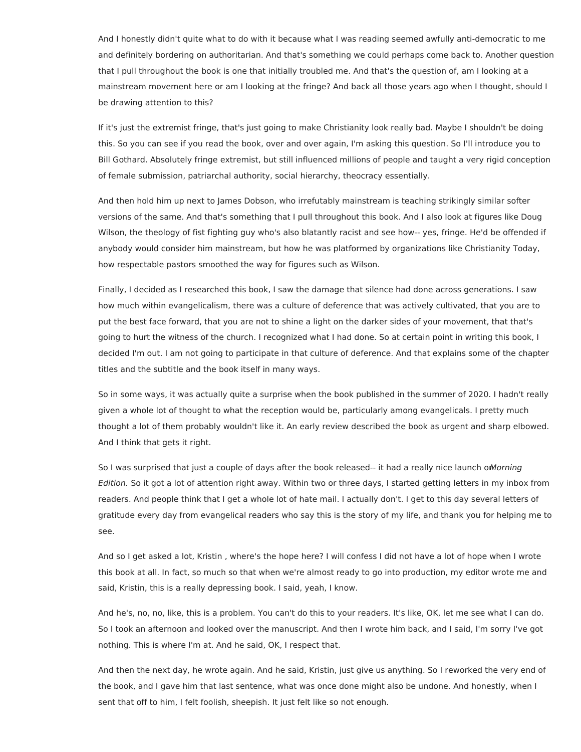And I honestly didn't quite what to do with it because what I was reading seemed awfully anti-democratic to me and definitely bordering on authoritarian. And that's something we could perhaps come back to. Another question that I pull throughout the book is one that initially troubled me. And that's the question of, am I looking at a mainstream movement here or am I looking at the fringe? And back all those years ago when I thought, should I be drawing attention to this?

If it's just the extremist fringe, that's just going to make Christianity look really bad. Maybe I shouldn't be doing this. So you can see if you read the book, over and over again, I'm asking this question. So I'll introduce you to Bill Gothard. Absolutely fringe extremist, but still influenced millions of people and taught a very rigid conception of female submission, patriarchal authority, social hierarchy, theocracy essentially.

And then hold him up next to James Dobson, who irrefutably mainstream is teaching strikingly similar softer versions of the same. And that's something that I pull throughout this book. And I also look at figures like Doug Wilson, the theology of fist fighting guy who's also blatantly racist and see how-- yes, fringe. He'd be offended if anybody would consider him mainstream, but how he was platformed by organizations like Christianity Today, how respectable pastors smoothed the way for figures such as Wilson.

Finally, I decided as I researched this book, I saw the damage that silence had done across generations. I saw how much within evangelicalism, there was a culture of deference that was actively cultivated, that you are to put the best face forward, that you are not to shine a light on the darker sides of your movement, that that's going to hurt the witness of the church. I recognized what I had done. So at certain point in writing this book, I decided I'm out. I am not going to participate in that culture of deference. And that explains some of the chapter titles and the subtitle and the book itself in many ways.

So in some ways, it was actually quite a surprise when the book published in the summer of 2020. I hadn't really given a whole lot of thought to what the reception would be, particularly among evangelicals. I pretty much thought a lot of them probably wouldn't like it. An early review described the book as urgent and sharp elbowed. And I think that gets it right.

So I was surprised that just a couple of days after the book released-- it had a really nice launch on *Morning Edition.* So it got a lot of attention right away. Within two or three days, I started getting letters in my inbox from readers. And people think that I get a whole lot of hate mail. I actually don't. I get to this day several letters of gratitude every day from evangelical readers who say this is the story of my life, and thank you for helping me to see.

And so I get asked a lot, Kristin , where's the hope here? I will confess I did not have a lot of hope when I wrote this book at all. In fact, so much so that when we're almost ready to go into production, my editor wrote me and said, Kristin, this is a really depressing book. I said, yeah, I know.

And he's, no, no, like, this is a problem. You can't do this to your readers. It's like, OK, let me see what I can do. So I took an afternoon and looked over the manuscript. And then I wrote him back, and I said, I'm sorry I've got nothing. This is where I'm at. And he said, OK, I respect that.

And then the next day, he wrote again. And he said, Kristin, just give us anything. So I reworked the very end of the book, and I gave him that last sentence, what was once done might also be undone. And honestly, when I sent that off to him, I felt foolish, sheepish. It just felt like so not enough.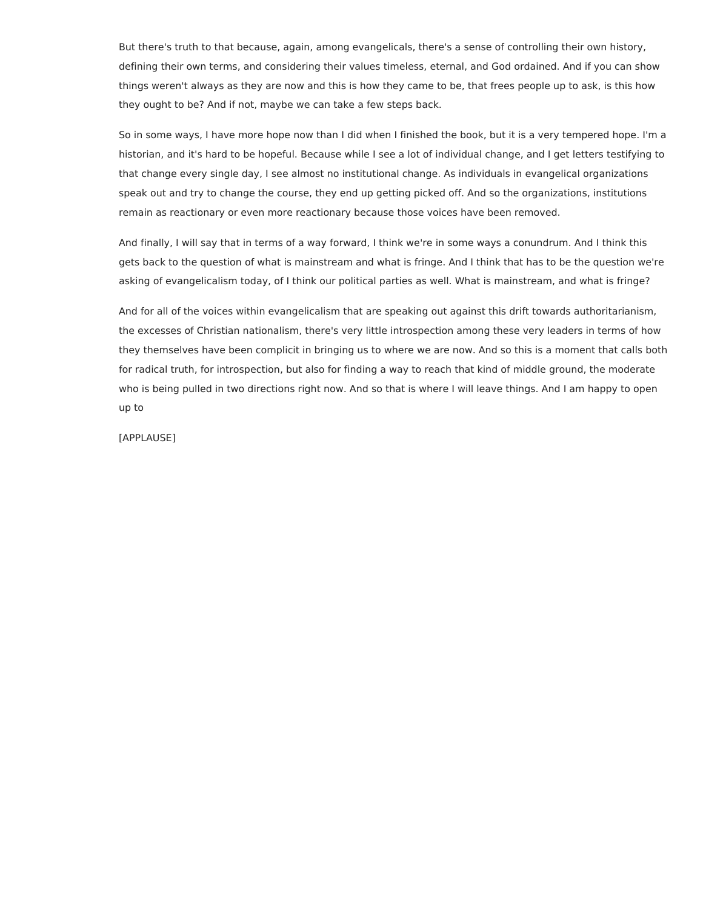But there's truth to that because, again, among evangelicals, there's a sense of controlling their own history, defining their own terms, and considering their values timeless, eternal, and God ordained. And if you can show things weren't always as they are now and this is how they came to be, that frees people up to ask, is this how they ought to be? And if not, maybe we can take a few steps back.

So in some ways, I have more hope now than I did when I finished the book, but it is a very tempered hope. I'm a historian, and it's hard to be hopeful. Because while I see a lot of individual change, and I get letters testifying to that change every single day, I see almost no institutional change. As individuals in evangelical organizations speak out and try to change the course, they end up getting picked off. And so the organizations, institutions remain as reactionary or even more reactionary because those voices have been removed.

And finally, I will say that in terms of a way forward, I think we're in some ways a conundrum. And I think this gets back to the question of what is mainstream and what is fringe. And I think that has to be the question we're asking of evangelicalism today, of I think our political parties as well. What is mainstream, and what is fringe?

And for all of the voices within evangelicalism that are speaking out against this drift towards authoritarianism, the excesses of Christian nationalism, there's very little introspection among these very leaders in terms of how they themselves have been complicit in bringing us to where we are now. And so this is a moment that calls both for radical truth, for introspection, but also for finding a way to reach that kind of middle ground, the moderate who is being pulled in two directions right now. And so that is where I will leave things. And I am happy to open up to

[APPLAUSE]